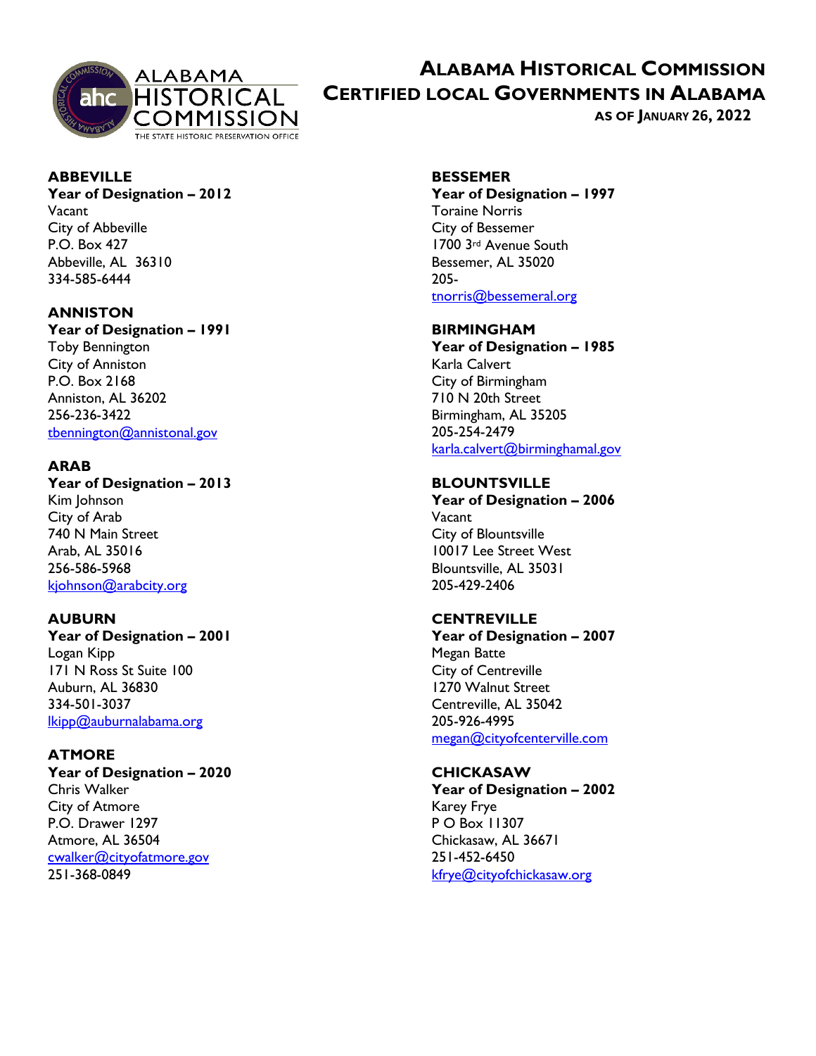# Alabama Historical Commission

## Certified Local Governments in Alabama

**As of January 26, 2022**

**ABBEVILLE**
**Year of Designation – 2012**
Vacant
City of Abbeville
P.O. Box 427
Abbeville, AL 36310
334-585-6444

**ANNISTON**
**Year of Designation – 1991**
Toby Bennington
City of Anniston
P.O. Box 2168
Anniston, AL 36202
256-236-3422
tbennington@annistonal.gov

**ARAB**
**Year of Designation – 2013**
Kim Johnson
City of Arab
740 N Main Street
Arab, AL 35016
256-586-5968
kjohnson@arabcity.org

**AUBURN**
**Year of Designation – 2001**
Logan Kipp
171 N Ross St Suite 100
Auburn, AL 36830
334-501-3037
lkipp@auburnalabama.org

**ATMORE**
**Year of Designation – 2020**
Chris Walker
City of Atmore
P.O. Drawer 1297
Atmore, AL 36504
cwalker@cityofatmore.gov
251-368-0849

**BESSEMER**
**Year of Designation – 1997**
Toraine Norris
City of Bessemer
1700 3rd Avenue South
Bessemer, AL 35020
205-
tnorris@bessemeral.org

**BIRMINGHAM**
**Year of Designation – 1985**
Karla Calvert
City of Birmingham
710 N 20th Street
Birmingham, AL 35205
205-254-2479
karla.calvert@birminghamal.gov

**BLOUNTSVILLE**
**Year of Designation – 2006**
Vacant
City of Blountsville
10017 Lee Street West
Blountsville, AL 35031
205-429-2406

**CENTREVILLE**
**Year of Designation – 2007**
Megan Batte
City of Centreville
1270 Walnut Street
Centreville, AL 35042
205-926-4995
megan@cityofcenterville.com

**CHICKASAW**
**Year of Designation – 2002**
Karey Frye
P O Box 11307
Chickasaw, AL 36671
251-452-6450
kfrye@cityofchickasaw.org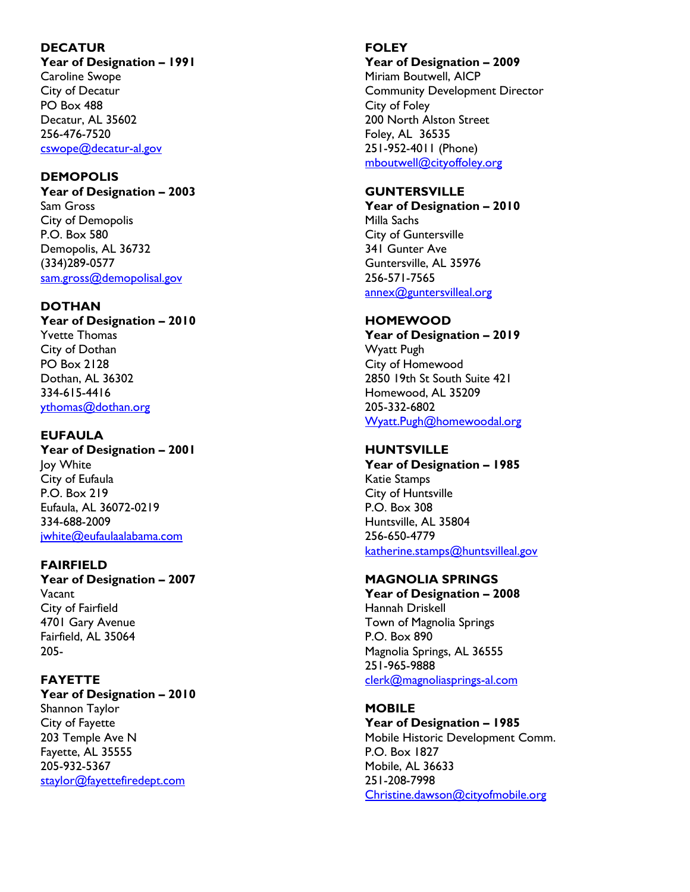**DECATUR**
**Year of Designation – 1991**
Caroline Swope
City of Decatur
PO Box 488
Decatur, AL 35602
256-476-7520
cswope@decatur-al.gov

**DEMOPOLIS**
**Year of Designation – 2003**
Sam Gross
City of Demopolis
P.O. Box 580
Demopolis, AL 36732
(334)289-0577
sam.gross@demopolisal.gov

**DOTHAN**
**Year of Designation – 2010**
Yvette Thomas
City of Dothan
PO Box 2128
Dothan, AL 36302
334-615-4416
ythomas@dothan.org

**EUFAULA**
**Year of Designation – 2001**
Joy White
City of Eufaula
P.O. Box 219
Eufaula, AL 36072-0219
334-688-2009
jwhite@eufaulaalabama.com

**FAIRFIELD**
**Year of Designation – 2007**
Vacant
City of Fairfield
4701 Gary Avenue
Fairfield, AL 35064
205-

**FAYETTE**
**Year of Designation – 2010**
Shannon Taylor
City of Fayette
203 Temple Ave N
Fayette, AL 35555
205-932-5367
staylor@fayettefiredept.com

**FOLEY**
**Year of Designation – 2009**
Miriam Boutwell, AICP
Community Development Director
City of Foley
200 North Alston Street
Foley, AL 36535
251-952-4011 (Phone)
mboutwell@cityoffoley.org

**GUNTERSVILLE**
**Year of Designation – 2010**
Milla Sachs
City of Guntersville
341 Gunter Ave
Guntersville, AL 35976
256-571-7565
annex@guntersvilleal.org

**HOMEWOOD**
**Year of Designation – 2019**
Wyatt Pugh
City of Homewood
2850 19th St South Suite 421
Homewood, AL 35209
205-332-6802
Wyatt.Pugh@homewoodal.org

**HUNTSVILLE**
**Year of Designation – 1985**
Katie Stamps
City of Huntsville
P.O. Box 308
Huntsville, AL 35804
256-650-4779
katherine.stamps@huntsvilleal.gov

**MAGNOLIA SPRINGS**
**Year of Designation – 2008**
Hannah Driskell
Town of Magnolia Springs
P.O. Box 890
Magnolia Springs, AL 36555
251-965-9888
clerk@magnoliasprings-al.com

**MOBILE**
**Year of Designation – 1985**
Mobile Historic Development Comm.
P.O. Box 1827
Mobile, AL 36633
251-208-7998
Christine.dawson@cityofmobile.org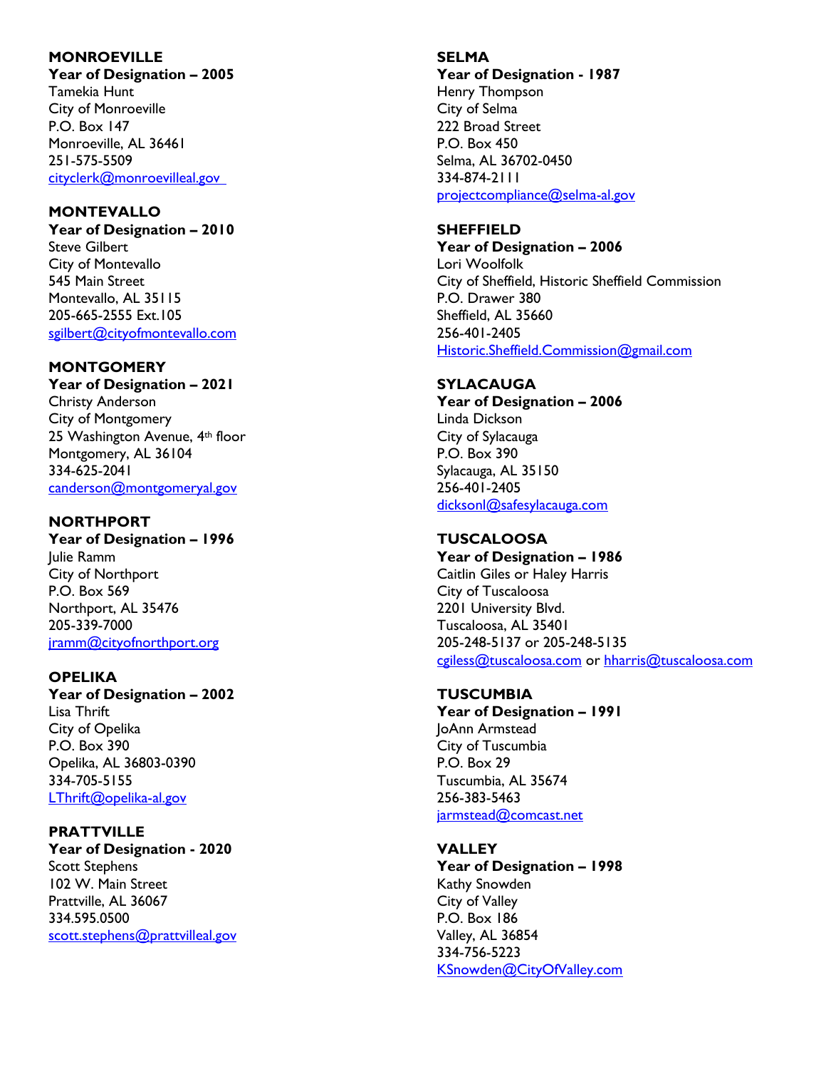**MONROEVILLE**
**Year of Designation – 2005**
Tamekia Hunt
City of Monroeville
P.O. Box 147
Monroeville, AL 36461
251-575-5509
cityclerk@monroevilleal.gov

**MONTEVALLO**
**Year of Designation – 2010**
Steve Gilbert
City of Montevallo
545 Main Street
Montevallo, AL 35115
205-665-2555 Ext.105
sgilbert@cityofmontevallo.com

**MONTGOMERY**
**Year of Designation – 2021**
Christy Anderson
City of Montgomery
25 Washington Avenue, 4th floor
Montgomery, AL 36104
334-625-2041
canderson@montgomeryal.gov

**NORTHPORT**
**Year of Designation – 1996**
Julie Ramm
City of Northport
P.O. Box 569
Northport, AL 35476
205-339-7000
jramm@cityofnorthport.org

**OPELIKA**
**Year of Designation – 2002**
Lisa Thrift
City of Opelika
P.O. Box 390
Opelika, AL 36803-0390
334-705-5155
LThrift@opelika-al.gov

**PRATTVILLE**
**Year of Designation - 2020**
Scott Stephens
102 W. Main Street
Prattville, AL 36067
334.595.0500
scott.stephens@prattvilleal.gov

**SELMA**
**Year of Designation - 1987**
Henry Thompson
City of Selma
222 Broad Street
P.O. Box 450
Selma, AL 36702-0450
334-874-2111
projectcompliance@selma-al.gov

**SHEFFIELD**
**Year of Designation – 2006**
Lori Woolfolk
City of Sheffield, Historic Sheffield Commission
P.O. Drawer 380
Sheffield, AL 35660
256-401-2405
Historic.Sheffield.Commission@gmail.com

**SYLACAUGA**
**Year of Designation – 2006**
Linda Dickson
City of Sylacauga
P.O. Box 390
Sylacauga, AL 35150
256-401-2405
dicksonl@safesylacauga.com

**TUSCALOOSA**
**Year of Designation – 1986**
Caitlin Giles or Haley Harris
City of Tuscaloosa
2201 University Blvd.
Tuscaloosa, AL 35401
205-248-5137 or 205-248-5135
cgiless@tuscaloosa.com or hharris@tuscaloosa.com

**TUSCUMBIA**
**Year of Designation – 1991**
JoAnn Armstead
City of Tuscumbia
P.O. Box 29
Tuscumbia, AL 35674
256-383-5463
jarmstead@comcast.net

**VALLEY**
**Year of Designation – 1998**
Kathy Snowden
City of Valley
P.O. Box 186
Valley, AL 36854
334-756-5223
KSnowden@CityOfValley.com